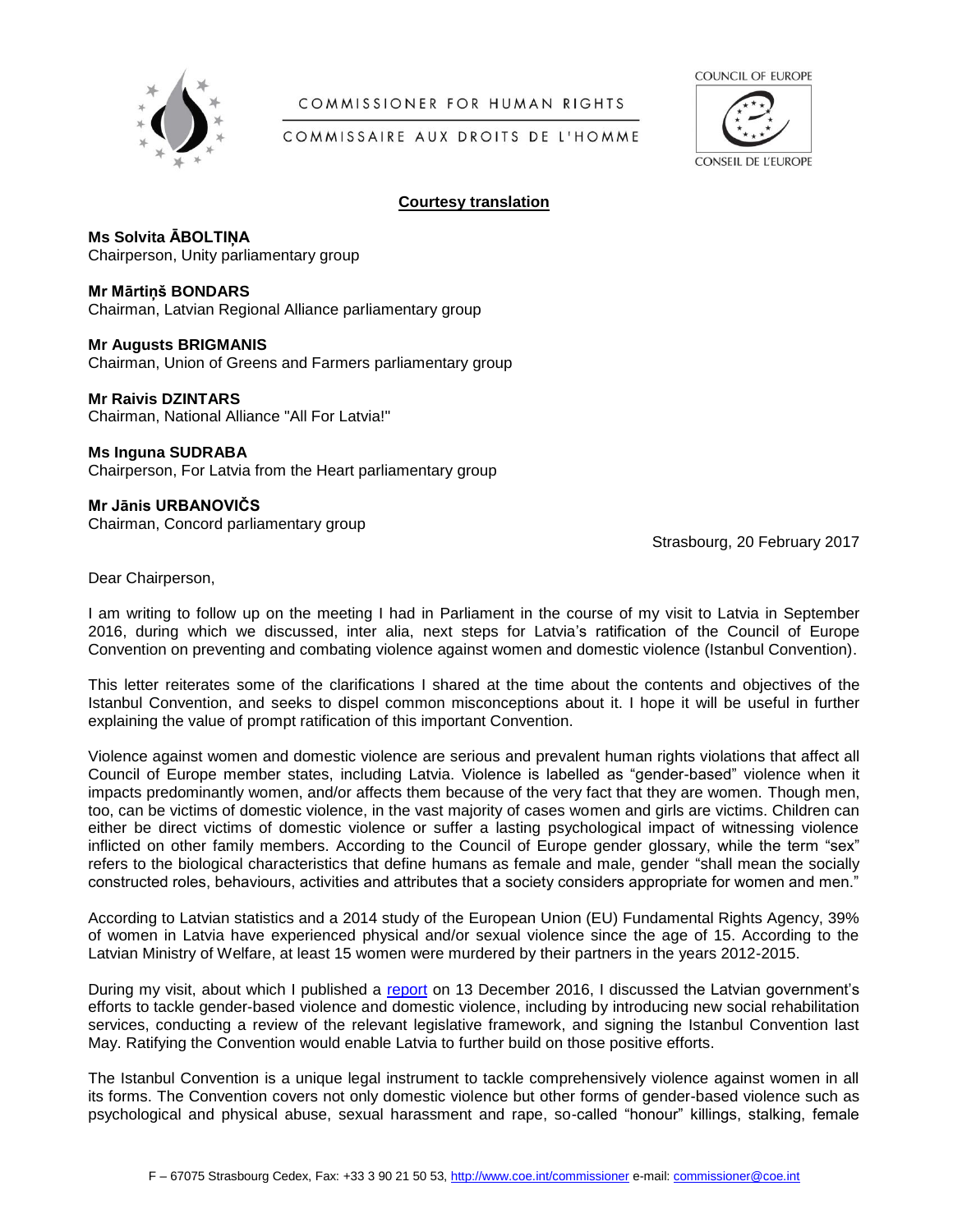COMMISSIONER FOR HUMAN RIGHTS

COMMISSAIRE AUX DROITS DE L'HOMME

COUNCIL OF EUROPE

CONSEIL DE L'EUROPE

**Courtesy translation**

**Ms Solvita ĀBOLTIŅA**
Chairperson, Unity parliamentary group

**Mr Mārtiņš BONDARS**
Chairman, Latvian Regional Alliance parliamentary group

**Mr Augusts BRIGMANIS**
Chairman, Union of Greens and Farmers parliamentary group

**Mr Raivis DZINTARS**
Chairman, National Alliance "All For Latvia!"

**Ms Inguna SUDRABA**
Chairperson, For Latvia from the Heart parliamentary group

**Mr Jānis URBANOVIČS**
Chairman, Concord parliamentary group

Strasbourg, 20 February 2017

Dear Chairperson,

I am writing to follow up on the meeting I had in Parliament in the course of my visit to Latvia in September 2016, during which we discussed, inter alia, next steps for Latvia's ratification of the Council of Europe Convention on preventing and combating violence against women and domestic violence (Istanbul Convention).

This letter reiterates some of the clarifications I shared at the time about the contents and objectives of the Istanbul Convention, and seeks to dispel common misconceptions about it. I hope it will be useful in further explaining the value of prompt ratification of this important Convention.

Violence against women and domestic violence are serious and prevalent human rights violations that affect all Council of Europe member states, including Latvia. Violence is labelled as "gender-based" violence when it impacts predominantly women, and/or affects them because of the very fact that they are women. Though men, too, can be victims of domestic violence, in the vast majority of cases women and girls are victims. Children can either be direct victims of domestic violence or suffer a lasting psychological impact of witnessing violence inflicted on other family members. According to the Council of Europe gender glossary, while the term "sex" refers to the biological characteristics that define humans as female and male, gender "shall mean the socially constructed roles, behaviours, activities and attributes that a society considers appropriate for women and men."

According to Latvian statistics and a 2014 study of the European Union (EU) Fundamental Rights Agency, 39% of women in Latvia have experienced physical and/or sexual violence since the age of 15. According to the Latvian Ministry of Welfare, at least 15 women were murdered by their partners in the years 2012-2015.

During my visit, about which I published a report on 13 December 2016, I discussed the Latvian government's efforts to tackle gender-based violence and domestic violence, including by introducing new social rehabilitation services, conducting a review of the relevant legislative framework, and signing the Istanbul Convention last May. Ratifying the Convention would enable Latvia to further build on those positive efforts.

The Istanbul Convention is a unique legal instrument to tackle comprehensively violence against women in all its forms. The Convention covers not only domestic violence but other forms of gender-based violence such as psychological and physical abuse, sexual harassment and rape, so-called "honour" killings, stalking, female

F – 67075 Strasbourg Cedex, Fax: +33 3 90 21 50 53, http://www.coe.int/commissioner e-mail: commissioner@coe.int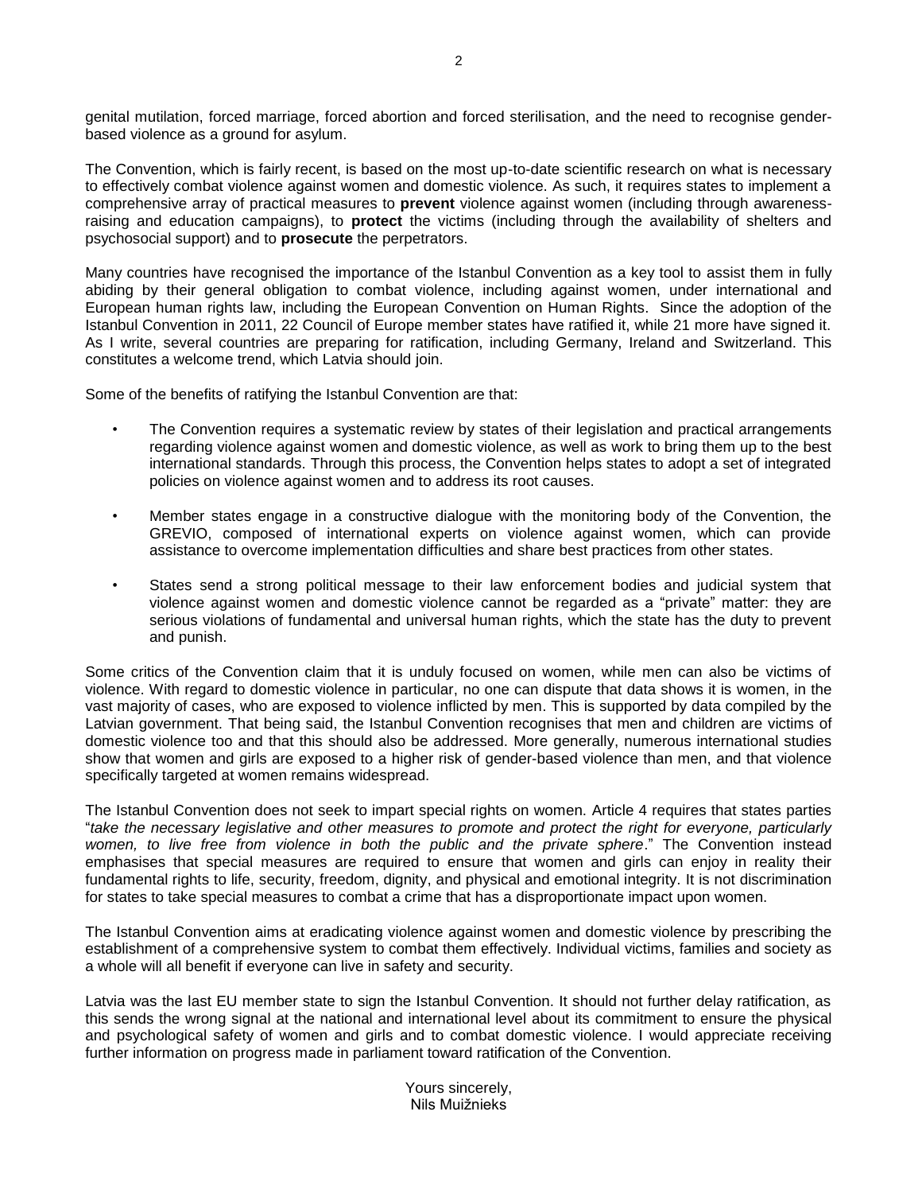genital mutilation, forced marriage, forced abortion and forced sterilisation, and the need to recognise gender-based violence as a ground for asylum.

The Convention, which is fairly recent, is based on the most up-to-date scientific research on what is necessary to effectively combat violence against women and domestic violence. As such, it requires states to implement a comprehensive array of practical measures to **prevent** violence against women (including through awareness-raising and education campaigns), to **protect** the victims (including through the availability of shelters and psychosocial support) and to **prosecute** the perpetrators.

Many countries have recognised the importance of the Istanbul Convention as a key tool to assist them in fully abiding by their general obligation to combat violence, including against women, under international and European human rights law, including the European Convention on Human Rights. Since the adoption of the Istanbul Convention in 2011, 22 Council of Europe member states have ratified it, while 21 more have signed it. As I write, several countries are preparing for ratification, including Germany, Ireland and Switzerland. This constitutes a welcome trend, which Latvia should join.

Some of the benefits of ratifying the Istanbul Convention are that:

- The Convention requires a systematic review by states of their legislation and practical arrangements regarding violence against women and domestic violence, as well as work to bring them up to the best international standards. Through this process, the Convention helps states to adopt a set of integrated policies on violence against women and to address its root causes.
- Member states engage in a constructive dialogue with the monitoring body of the Convention, the GREVIO, composed of international experts on violence against women, which can provide assistance to overcome implementation difficulties and share best practices from other states.
- States send a strong political message to their law enforcement bodies and judicial system that violence against women and domestic violence cannot be regarded as a "private" matter: they are serious violations of fundamental and universal human rights, which the state has the duty to prevent and punish.

Some critics of the Convention claim that it is unduly focused on women, while men can also be victims of violence. With regard to domestic violence in particular, no one can dispute that data shows it is women, in the vast majority of cases, who are exposed to violence inflicted by men. This is supported by data compiled by the Latvian government. That being said, the Istanbul Convention recognises that men and children are victims of domestic violence too and that this should also be addressed. More generally, numerous international studies show that women and girls are exposed to a higher risk of gender-based violence than men, and that violence specifically targeted at women remains widespread.

The Istanbul Convention does not seek to impart special rights on women. Article 4 requires that states parties "*take the necessary legislative and other measures to promote and protect the right for everyone, particularly women, to live free from violence in both the public and the private sphere*." The Convention instead emphasises that special measures are required to ensure that women and girls can enjoy in reality their fundamental rights to life, security, freedom, dignity, and physical and emotional integrity. It is not discrimination for states to take special measures to combat a crime that has a disproportionate impact upon women.

The Istanbul Convention aims at eradicating violence against women and domestic violence by prescribing the establishment of a comprehensive system to combat them effectively. Individual victims, families and society as a whole will all benefit if everyone can live in safety and security.

Latvia was the last EU member state to sign the Istanbul Convention. It should not further delay ratification, as this sends the wrong signal at the national and international level about its commitment to ensure the physical and psychological safety of women and girls and to combat domestic violence. I would appreciate receiving further information on progress made in parliament toward ratification of the Convention.

Yours sincerely,
Nils Muižnieks